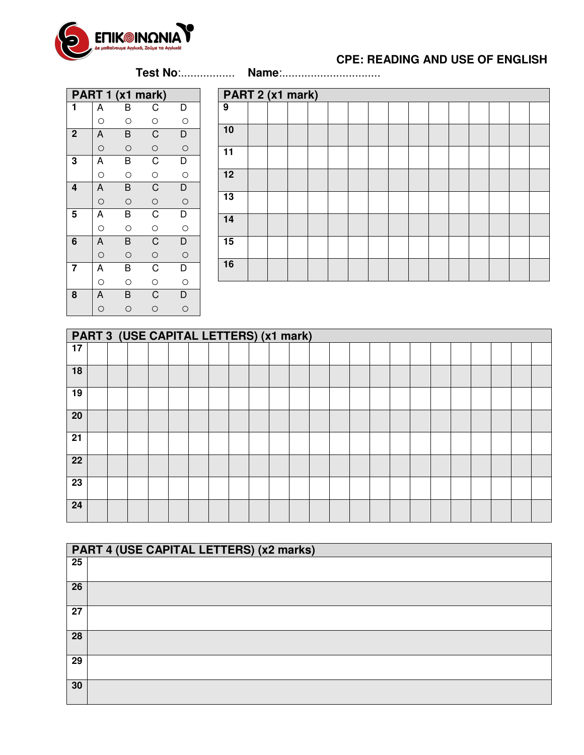ΕΠΙΚΟΙΝΩΝΙΑ

Δε μαθαίνουμε Αγγλικά, Ζούμε τα Αγγλικά!

## CPE: READING AND USE OF ENGLISH

**Test No**:................ **Name**:..............................

| PART 1 (x1 mark) | | | | |
|---|---|---|---|---|
| 1 | A ○ | B ○ | C ○ | D ○ |
| 2 | A ○ | B ○ | C ○ | D ○ |
| 3 | A ○ | B ○ | C ○ | D ○ |
| 4 | A ○ | B ○ | C ○ | D ○ |
| 5 | A ○ | B ○ | C ○ | D ○ |
| 6 | A ○ | B ○ | C ○ | D ○ |
| 7 | A ○ | B ○ | C ○ | D ○ |
| 8 | A ○ | B ○ | C ○ | D ○ |

| PART 2 (x1 mark) | |
|---|---|
| 9 | |
| 10 | |
| 11 | |
| 12 | |
| 13 | |
| 14 | |
| 15 | |
| 16 | |

| PART 3 (USE CAPITAL LETTERS) (x1 mark) | |
|---|---|
| 17 | |
| 18 | |
| 19 | |
| 20 | |
| 21 | |
| 22 | |
| 23 | |
| 24 | |

| PART 4 (USE CAPITAL LETTERS) (x2 marks) | |
|---|---|
| 25 | |
| 26 | |
| 27 | |
| 28 | |
| 29 | |
| 30 | |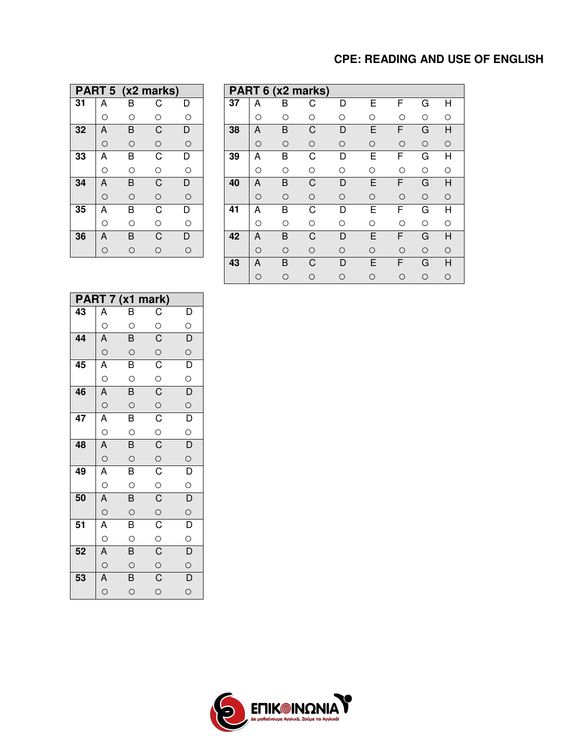## CPE: READING AND USE OF ENGLISH

| PART 5 (x2 marks) | | | | |
|---|---|---|---|---|
| 31 | A | B | C | D |
| | ○ | ○ | ○ | ○ |
| 32 | A | B | C | D |
| | ○ | ○ | ○ | ○ |
| 33 | A | B | C | D |
| | ○ | ○ | ○ | ○ |
| 34 | A | B | C | D |
| | ○ | ○ | ○ | ○ |
| 35 | A | B | C | D |
| | ○ | ○ | ○ | ○ |
| 36 | A | B | C | D |
| | ○ | ○ | ○ | ○ |

| PART 6 (x2 marks) | | | | | | | | |
|---|---|---|---|---|---|---|---|---|
| 37 | A | B | C | D | E | F | G | H |
| | ○ | ○ | ○ | ○ | ○ | ○ | ○ | ○ |
| 38 | A | B | C | D | E | F | G | H |
| | ○ | ○ | ○ | ○ | ○ | ○ | ○ | ○ |
| 39 | A | B | C | D | E | F | G | H |
| | ○ | ○ | ○ | ○ | ○ | ○ | ○ | ○ |
| 40 | A | B | C | D | E | F | G | H |
| | ○ | ○ | ○ | ○ | ○ | ○ | ○ | ○ |
| 41 | A | B | C | D | E | F | G | H |
| | ○ | ○ | ○ | ○ | ○ | ○ | ○ | ○ |
| 42 | A | B | C | D | E | F | G | H |
| | ○ | ○ | ○ | ○ | ○ | ○ | ○ | ○ |
| 43 | A | B | C | D | E | F | G | H |
| | ○ | ○ | ○ | ○ | ○ | ○ | ○ | ○ |

| PART 7 (x1 mark) | | | | |
|---|---|---|---|---|
| 43 | A | B | C | D |
| | ○ | ○ | ○ | ○ |
| 44 | A | B | C | D |
| | ○ | ○ | ○ | ○ |
| 45 | A | B | C | D |
| | ○ | ○ | ○ | ○ |
| 46 | A | B | C | D |
| | ○ | ○ | ○ | ○ |
| 47 | A | B | C | D |
| | ○ | ○ | ○ | ○ |
| 48 | A | B | C | D |
| | ○ | ○ | ○ | ○ |
| 49 | A | B | C | D |
| | ○ | ○ | ○ | ○ |
| 50 | A | B | C | D |
| | ○ | ○ | ○ | ○ |
| 51 | A | B | C | D |
| | ○ | ○ | ○ | ○ |
| 52 | A | B | C | D |
| | ○ | ○ | ○ | ○ |
| 53 | A | B | C | D |
| | ○ | ○ | ○ | ○ |

ΕΠΙΚΟΙΝΩΝΙΑ
Δε μαθαίνουμε Αγγλικά, Ζούμε τα Αγγλικά!